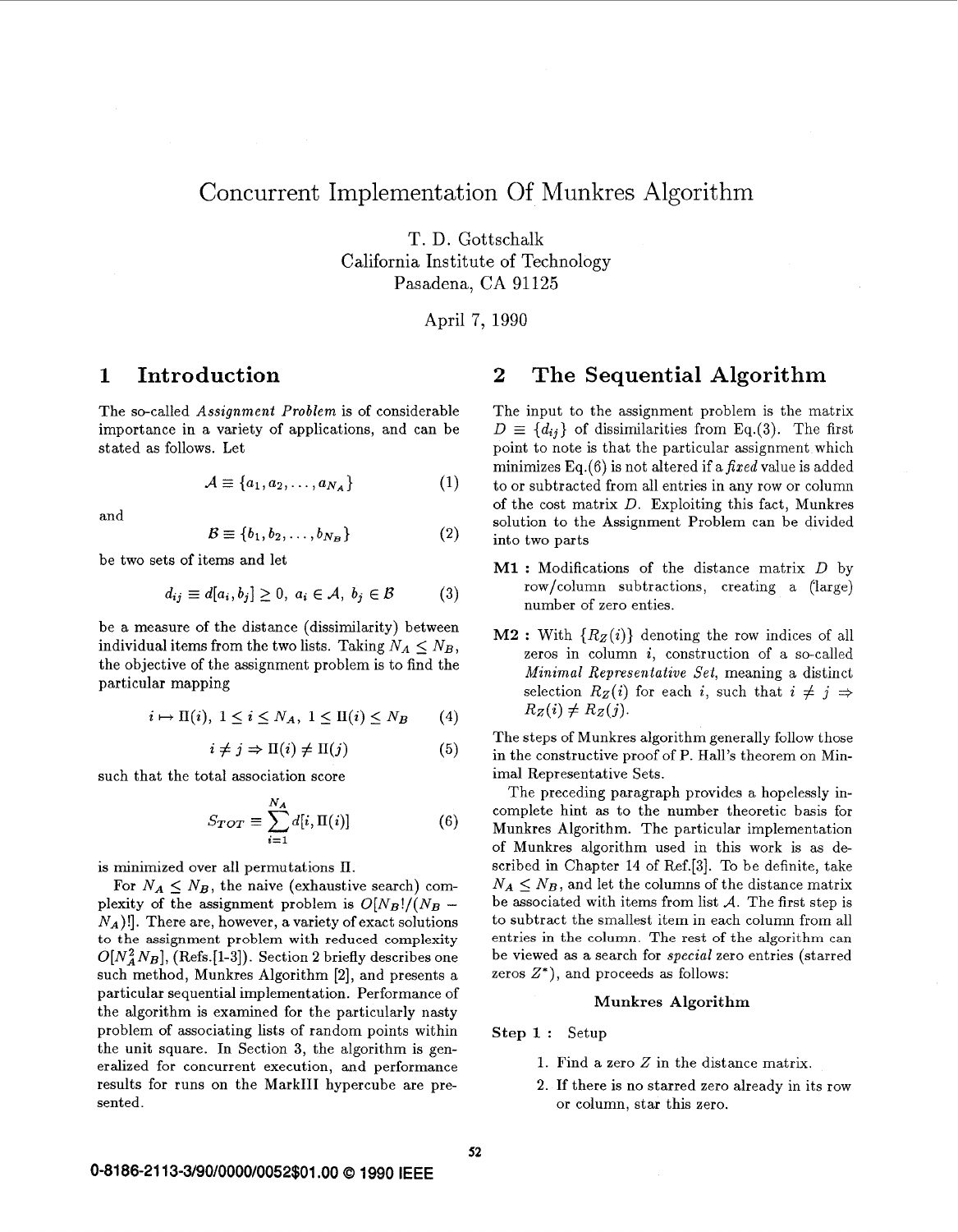# Concurrent Implementation Of Munkres Algorithm

T. D. Gottschalk
California Institute of Technology
Pasadena, CA 91125

April 7, 1990

## 1 Introduction

The so-called *Assignment Problem* is of considerable importance in a variety of applications, and can be stated as follows. Let

$$\mathcal{A} \equiv \{a_1, a_2, \ldots, a_{N_A}\} \tag{1}$$

and

$$\mathcal{B} \equiv \{b_1, b_2, \ldots, b_{N_B}\} \tag{2}$$

be two sets of items and let

$$d_{ij} \equiv d[a_i, b_j] \geq 0, \; a_i \in \mathcal{A}, \; b_j \in \mathcal{B} \tag{3}$$

be a measure of the distance (dissimilarity) between individual items from the two lists. Taking $N_A \leq N_B$, the objective of the assignment problem is to find the particular mapping

$$i \mapsto \Pi(i), \; 1 \leq i \leq N_A, \; 1 \leq \Pi(i) \leq N_B \tag{4}$$

$$i \neq j \Rightarrow \Pi(i) \neq \Pi(j) \tag{5}$$

such that the total association score

$$S_{TOT} \equiv \sum_{i=1}^{N_A} d[i, \Pi(i)] \tag{6}$$

is minimized over all permutations $\Pi$.

For $N_A \leq N_B$, the naive (exhaustive search) complexity of the assignment problem is $O[N_B!/(N_B - N_A)!]$. There are, however, a variety of exact solutions to the assignment problem with reduced complexity $O[N_A^2 N_B]$, (Refs.[1-3]). Section 2 briefly describes one such method, Munkres Algorithm [2], and presents a particular sequential implementation. Performance of the algorithm is examined for the particularly nasty problem of associating lists of random points within the unit square. In Section 3, the algorithm is generalized for concurrent execution, and performance results for runs on the MarkIII hypercube are presented.

## 2 The Sequential Algorithm

The input to the assignment problem is the matrix $D \equiv \{d_{ij}\}$ of dissimilarities from Eq.(3). The first point to note is that the particular assignment which minimizes Eq.(6) is not altered if a *fixed* value is added to or subtracted from all entries in any row or column of the cost matrix $D$. Exploiting this fact, Munkres solution to the Assignment Problem can be divided into two parts

**M1 :** Modifications of the distance matrix $D$ by row/column subtractions, creating a (large) number of zero enties.

**M2 :** With $\{R_Z(i)\}$ denoting the row indices of all zeros in column $i$, construction of a so-called *Minimal Representative Set*, meaning a distinct selection $R_Z(i)$ for each $i$, such that $i \neq j \Rightarrow R_Z(i) \neq R_Z(j)$.

The steps of Munkres algorithm generally follow those in the constructive proof of P. Hall's theorem on Minimal Representative Sets.

The preceding paragraph provides a hopelessly incomplete hint as to the number theoretic basis for Munkres Algorithm. The particular implementation of Munkres algorithm used in this work is as described in Chapter 14 of Ref.[3]. To be definite, take $N_A \leq N_B$, and let the columns of the distance matrix be associated with items from list $\mathcal{A}$. The first step is to subtract the smallest item in each column from all entries in the column. The rest of the algorithm can be viewed as a search for *special* zero entries (starred zeros $Z^*$), and proceeds as follows:

**Munkres Algorithm**

**Step 1 :** Setup

1. Find a zero $Z$ in the distance matrix.
2. If there is no starred zero already in its row or column, star this zero.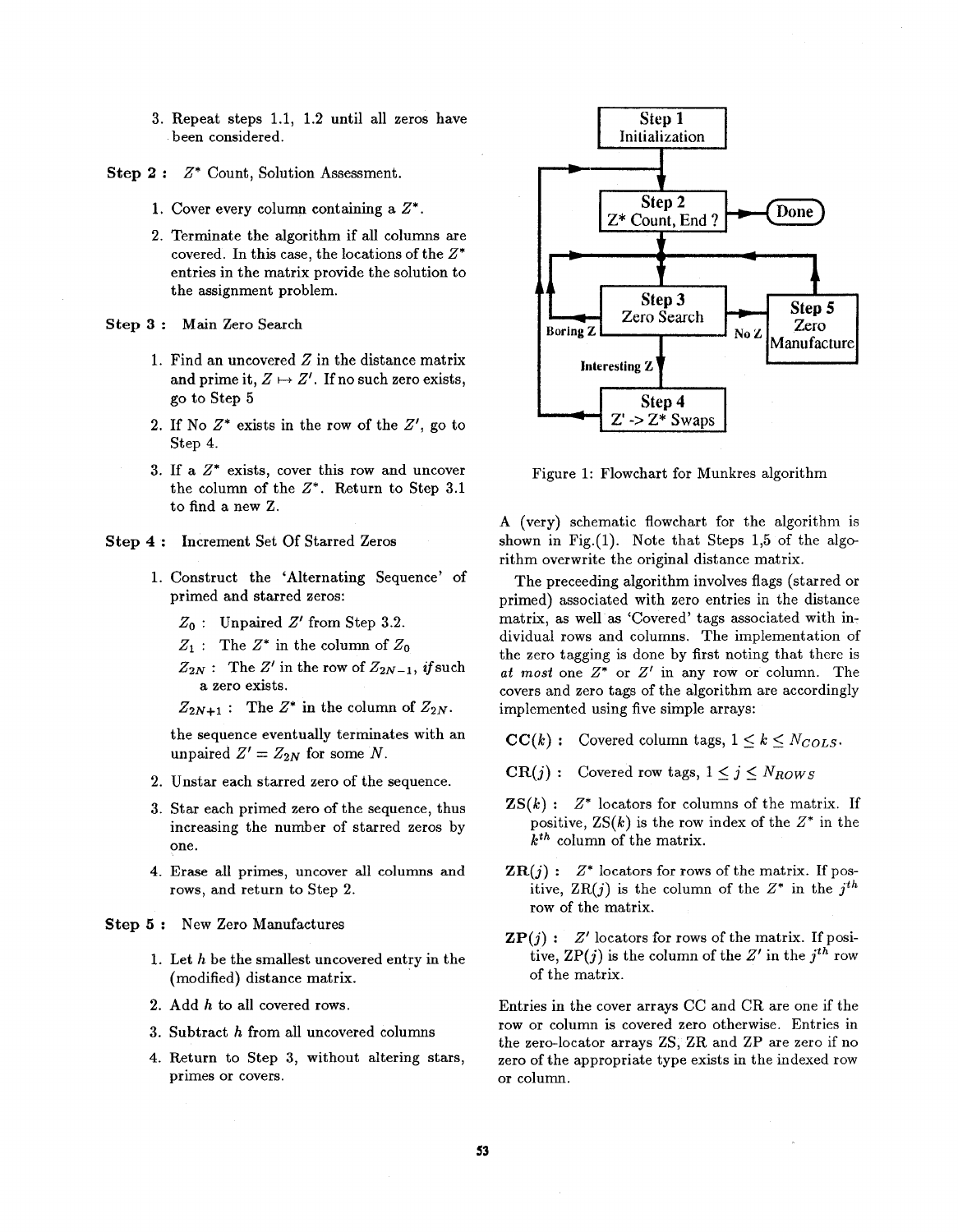3. Repeat steps 1.1, 1.2 until all zeros have been considered.

**Step 2 :** $Z^*$ Count, Solution Assessment.

1. Cover every column containing a $Z^*$.
2. Terminate the algorithm if all columns are covered. In this case, the locations of the $Z^*$ entries in the matrix provide the solution to the assignment problem.

**Step 3 :** Main Zero Search

1. Find an uncovered $Z$ in the distance matrix and prime it, $Z \mapsto Z'$. If no such zero exists, go to Step 5
2. If No $Z^*$ exists in the row of the $Z'$, go to Step 4.
3. If a $Z^*$ exists, cover this row and uncover the column of the $Z^*$. Return to Step 3.1 to find a new Z.

**Step 4 :** Increment Set Of Starred Zeros

1. Construct the 'Alternating Sequence' of primed and starred zeros:

   $Z_0$ : Unpaired $Z'$ from Step 3.2.

   $Z_1$ : The $Z^*$ in the column of $Z_0$

   $Z_{2N}$ : The $Z'$ in the row of $Z_{2N-1}$, *if* such a zero exists.

   $Z_{2N+1}$ : The $Z^*$ in the column of $Z_{2N}$.

   the sequence eventually terminates with an unpaired $Z' = Z_{2N}$ for some $N$.
2. Unstar each starred zero of the sequence.
3. Star each primed zero of the sequence, thus increasing the number of starred zeros by one.
4. Erase all primes, uncover all columns and rows, and return to Step 2.

**Step 5 :** New Zero Manufactures

1. Let $h$ be the smallest uncovered entry in the (modified) distance matrix.
2. Add $h$ to all covered rows.
3. Subtract $h$ from all uncovered columns
4. Return to Step 3, without altering stars, primes or covers.

Figure 1: Flowchart for Munkres algorithm

A (very) schematic flowchart for the algorithm is shown in Fig.(1). Note that Steps 1,5 of the algorithm overwrite the original distance matrix.

The preceeding algorithm involves flags (starred or primed) associated with zero entries in the distance matrix, as well as 'Covered' tags associated with individual rows and columns. The implementation of the zero tagging is done by first noting that there is *at most* one $Z^*$ or $Z'$ in any row or column. The covers and zero tags of the algorithm are accordingly implemented using five simple arrays:

**CC($k$) :** Covered column tags, $1 \leq k \leq N_{COLS}$.

**CR($j$) :** Covered row tags, $1 \leq j \leq N_{ROWS}$

**ZS($k$) :** $Z^*$ locators for columns of the matrix. If positive, ZS($k$) is the row index of the $Z^*$ in the $k^{th}$ column of the matrix.

**ZR($j$) :** $Z^*$ locators for rows of the matrix. If positive, ZR($j$) is the column of the $Z^*$ in the $j^{th}$ row of the matrix.

**ZP($j$) :** $Z'$ locators for rows of the matrix. If positive, ZP($j$) is the column of the $Z'$ in the $j^{th}$ row of the matrix.

Entries in the cover arrays CC and CR are one if the row or column is covered zero otherwise. Entries in the zero-locator arrays ZS, ZR and ZP are zero if no zero of the appropriate type exists in the indexed row or column.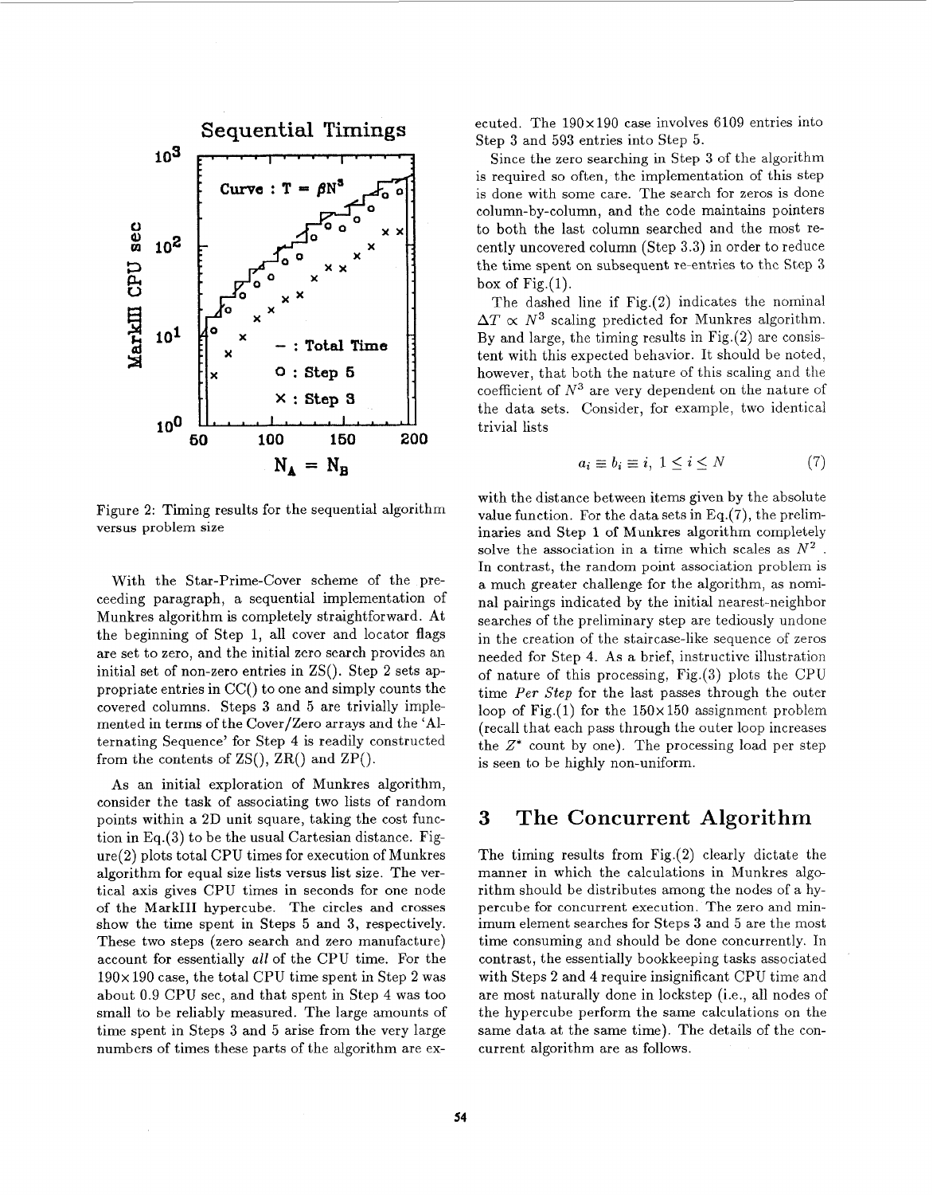Figure 2: Timing results for the sequential algorithm versus problem size

With the Star-Prime-Cover scheme of the preceeding paragraph, a sequential implementation of Munkres algorithm is completely straightforward. At the beginning of Step 1, all cover and locator flags are set to zero, and the initial zero search provides an initial set of non-zero entries in ZS(). Step 2 sets appropriate entries in CC() to one and simply counts the covered columns. Steps 3 and 5 are trivially implemented in terms of the Cover/Zero arrays and the 'Alternating Sequence' for Step 4 is readily constructed from the contents of ZS(), ZR() and ZP().

As an initial exploration of Munkres algorithm, consider the task of associating two lists of random points within a 2D unit square, taking the cost function in Eq.(3) to be the usual Cartesian distance. Figure(2) plots total CPU times for execution of Munkres algorithm for equal size lists versus list size. The vertical axis gives CPU times in seconds for one node of the MarkIII hypercube. The circles and crosses show the time spent in Steps 5 and 3, respectively. These two steps (zero search and zero manufacture) account for essentially *all* of the CPU time. For the $190\times190$ case, the total CPU time spent in Step 2 was about 0.9 CPU sec, and that spent in Step 4 was too small to be reliably measured. The large amounts of time spent in Steps 3 and 5 arise from the very large numbers of times these parts of the algorithm are executed. The $190\times190$ case involves 6109 entries into Step 3 and 593 entries into Step 5.

Since the zero searching in Step 3 of the algorithm is required so often, the implementation of this step is done with some care. The search for zeros is done column-by-column, and the code maintains pointers to both the last column searched and the most recently uncovered column (Step 3.3) in order to reduce the time spent on subsequent re-entries to the Step 3 box of Fig.(1).

The dashed line if Fig.(2) indicates the nominal $\Delta T \propto N^3$ scaling predicted for Munkres algorithm. By and large, the timing results in Fig.(2) are consistent with this expected behavior. It should be noted, however, that both the nature of this scaling and the coefficient of $N^3$ are very dependent on the nature of the data sets. Consider, for example, two identical trivial lists

$$a_i \equiv b_i \equiv i, \ 1 \leq i \leq N \tag{7}$$

with the distance between items given by the absolute value function. For the data sets in Eq.(7), the preliminaries and Step 1 of Munkres algorithm completely solve the association in a time which scales as $N^2$. In contrast, the random point association problem is a much greater challenge for the algorithm, as nominal pairings indicated by the initial nearest-neighbor searches of the preliminary step are tediously undone in the creation of the staircase-like sequence of zeros needed for Step 4. As a brief, instructive illustration of nature of this processing, Fig.(3) plots the CPU time *Per Step* for the last passes through the outer loop of Fig.(1) for the $150\times150$ assignment problem (recall that each pass through the outer loop increases the $Z^*$ count by one). The processing load per step is seen to be highly non-uniform.

## 3 The Concurrent Algorithm

The timing results from Fig.(2) clearly dictate the manner in which the calculations in Munkres algorithm should be distributes among the nodes of a hypercube for concurrent execution. The zero and minimum element searches for Steps 3 and 5 are the most time consuming and should be done concurrently. In contrast, the essentially bookkeeping tasks associated with Steps 2 and 4 require insignificant CPU time and are most naturally done in lockstep (i.e., all nodes of the hypercube perform the same calculations on the same data at the same time). The details of the concurrent algorithm are as follows.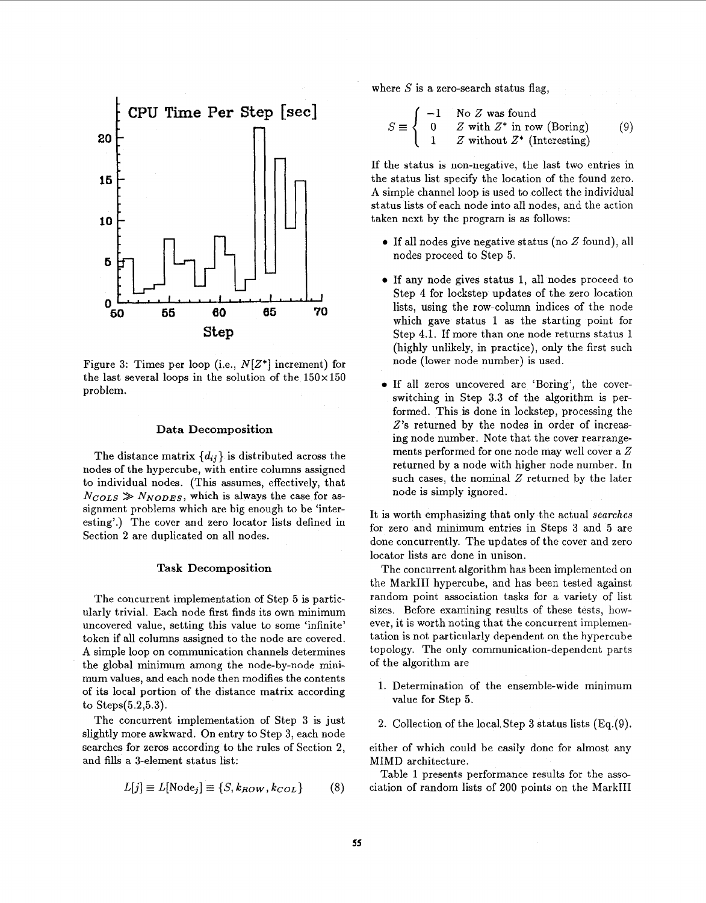Figure 3: Times per loop (i.e., $N[Z^*]$ increment) for the last several loops in the solution of the 150×150 problem.

### Data Decomposition

The distance matrix $\{d_{ij}\}$ is distributed across the nodes of the hypercube, with entire columns assigned to individual nodes. (This assumes, effectively, that $N_{COLS} \gg N_{NODES}$, which is always the case for assignment problems which are big enough to be 'interesting'.) The cover and zero locator lists defined in Section 2 are duplicated on all nodes.

### Task Decomposition

The concurrent implementation of Step 5 is particularly trivial. Each node first finds its own minimum uncovered value, setting this value to some 'infinite' token if all columns assigned to the node are covered. A simple loop on communication channels determines the global minimum among the node-by-node minimum values, and each node then modifies the contents of its local portion of the distance matrix according to Steps(5.2,5.3).

The concurrent implementation of Step 3 is just slightly more awkward. On entry to Step 3, each node searches for zeros according to the rules of Section 2, and fills a 3-element status list:

$$L[j] \equiv L[\text{Node}_j] \equiv \{S, k_{ROW}, k_{COL}\} \tag{8}$$

where $S$ is a zero-search status flag,

$$S \equiv \begin{cases} -1 & \text{No } Z \text{ was found} \\ 0 & Z \text{ with } Z^* \text{ in row (Boring)} \\ 1 & Z \text{ without } Z^* \text{ (Interesting)} \end{cases} \tag{9}$$

If the status is non-negative, the last two entries in the status list specify the location of the found zero. A simple channel loop is used to collect the individual status lists of each node into all nodes, and the action taken next by the program is as follows:

- If all nodes give negative status (no $Z$ found), all nodes proceed to Step 5.
- If any node gives status 1, all nodes proceed to Step 4 for lockstep updates of the zero location lists, using the row-column indices of the node which gave status 1 as the starting point for Step 4.1. If more than one node returns status 1 (highly unlikely, in practice), only the first such node (lower node number) is used.
- If all zeros uncovered are 'Boring', the cover-switching in Step 3.3 of the algorithm is performed. This is done in lockstep, processing the $Z$'s returned by the nodes in order of increasing node number. Note that the cover rearrangements performed for one node may well cover a $Z$ returned by a node with higher node number. In such cases, the nominal $Z$ returned by the later node is simply ignored.

It is worth emphasizing that only the actual *searches* for zero and minimum entries in Steps 3 and 5 are done concurrently. The updates of the cover and zero locator lists are done in unison.

The concurrent algorithm has been implemented on the MarkIII hypercube, and has been tested against random point association tasks for a variety of list sizes. Before examining results of these tests, however, it is worth noting that the concurrent implementation is not particularly dependent on the hypercube topology. The only communication-dependent parts of the algorithm are

1. Determination of the ensemble-wide minimum value for Step 5.
2. Collection of the local Step 3 status lists (Eq.(9).

either of which could be easily done for almost any MIMD architecture.

Table 1 presents performance results for the association of random lists of 200 points on the MarkIII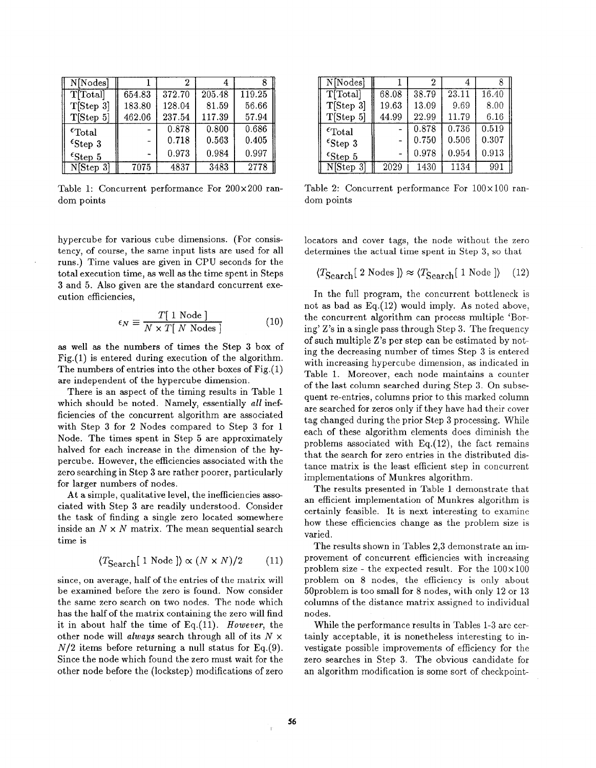| N[Nodes] | 1 | 2 | 4 | 8 |
|---|---|---|---|---|
| T[Total] | 654.83 | 372.70 | 205.48 | 119.25 |
| T[Step 3] | 183.80 | 128.04 | 81.59 | 56.66 |
| T[Step 5] | 462.06 | 237.54 | 117.39 | 57.94 |
| $\epsilon_{\text{Total}}$ | - | 0.878 | 0.800 | 0.686 |
| $\epsilon_{\text{Step 3}}$ | - | 0.718 | 0.563 | 0.405 |
| $\epsilon_{\text{Step 5}}$ | - | 0.973 | 0.984 | 0.997 |
| N[Step 3] | 7075 | 4837 | 3483 | 2778 |

Table 1: Concurrent performance For 200×200 random points

| N[Nodes] | 1 | 2 | 4 | 8 |
|---|---|---|---|---|
| T[Total] | 68.08 | 38.79 | 23.11 | 16.40 |
| T[Step 3] | 19.63 | 13.09 | 9.69 | 8.00 |
| T[Step 5] | 44.99 | 22.99 | 11.79 | 6.16 |
| $\epsilon_{\text{Total}}$ | - | 0.878 | 0.736 | 0.519 |
| $\epsilon_{\text{Step 3}}$ | - | 0.750 | 0.506 | 0.307 |
| $\epsilon_{\text{Step 5}}$ | - | 0.978 | 0.954 | 0.913 |
| N[Step 3] | 2029 | 1430 | 1134 | 991 |

Table 2: Concurrent performance For 100×100 random points

hypercube for various cube dimensions. (For consistency, of course, the same input lists are used for all runs.) Time values are given in CPU seconds for the total execution time, as well as the time spent in Steps 3 and 5. Also given are the standard concurrent execution efficiencies,

$$\epsilon_N \equiv \frac{T[\text{ 1 Node }]}{N \times T[\text{ } N \text{ Nodes }]} \tag{10}$$

as well as the numbers of times the Step 3 box of Fig.(1) is entered during execution of the algorithm. The numbers of entries into the other boxes of Fig.(1) are independent of the hypercube dimension.

There is an aspect of the timing results in Table 1 which should be noted. Namely, essentially *all* inefficiencies of the concurrent algorithm are associated with Step 3 for 2 Nodes compared to Step 3 for 1 Node. The times spent in Step 5 are approximately halved for each increase in the dimension of the hypercube. However, the efficiencies associated with the zero searching in Step 3 are rather poorer, particularly for larger numbers of nodes.

At a simple, qualitative level, the inefficiencies associated with Step 3 are readily understood. Consider the task of finding a single zero located somewhere inside an $N \times N$ matrix. The mean sequential search time is

$$\langle T_{\text{Search}}[\text{ 1 Node }]\rangle \propto (N \times N)/2 \tag{11}$$

since, on average, half of the entries of the matrix will be examined before the zero is found. Now consider the same zero search on two nodes. The node which has the half of the matrix containing the zero will find it in about half the time of Eq.(11). *However*, the other node will *always* search through all of its $N \times N/2$ items before returning a null status for Eq.(9). Since the node which found the zero must wait for the other node before the (lockstep) modifications of zero locators and cover tags, the node without the zero determines the actual time spent in Step 3, so that

$$\langle T_{\text{Search}}[\text{ 2 Nodes }]\rangle \approx \langle T_{\text{Search}}[\text{ 1 Node }]\rangle \tag{12}$$

In the full program, the concurrent bottleneck is not as bad as Eq.(12) would imply. As noted above, the concurrent algorithm can process multiple 'Boring' Z's in a single pass through Step 3. The frequency of such multiple Z's per step can be estimated by noting the decreasing number of times Step 3 is entered with increasing hypercube dimension, as indicated in Table 1. Moreover, each node maintains a counter of the last column searched during Step 3. On subsequent re-entries, columns prior to this marked column are searched for zeros only if they have had their cover tag changed during the prior Step 3 processing. While each of these algorithm elements does diminish the problems associated with Eq.(12), the fact remains that the search for zero entries in the distributed distance matrix is the least efficient step in concurrent implementations of Munkres algorithm.

The results presented in Table 1 demonstrate that an efficient implementation of Munkres algorithm is certainly feasible. It is next interesting to examine how these efficiencies change as the problem size is varied.

The results shown in Tables 2,3 demonstrate an improvement of concurrent efficiencies with increasing problem size - the expected result. For the 100×100 problem on 8 nodes, the efficiency is only about 50problem is too small for 8 nodes, with only 12 or 13 columns of the distance matrix assigned to individual nodes.

While the performance results in Tables 1-3 are certainly acceptable, it is nonetheless interesting to investigate possible improvements of efficiency for the zero searches in Step 3. The obvious candidate for an algorithm modification is some sort of checkpoint-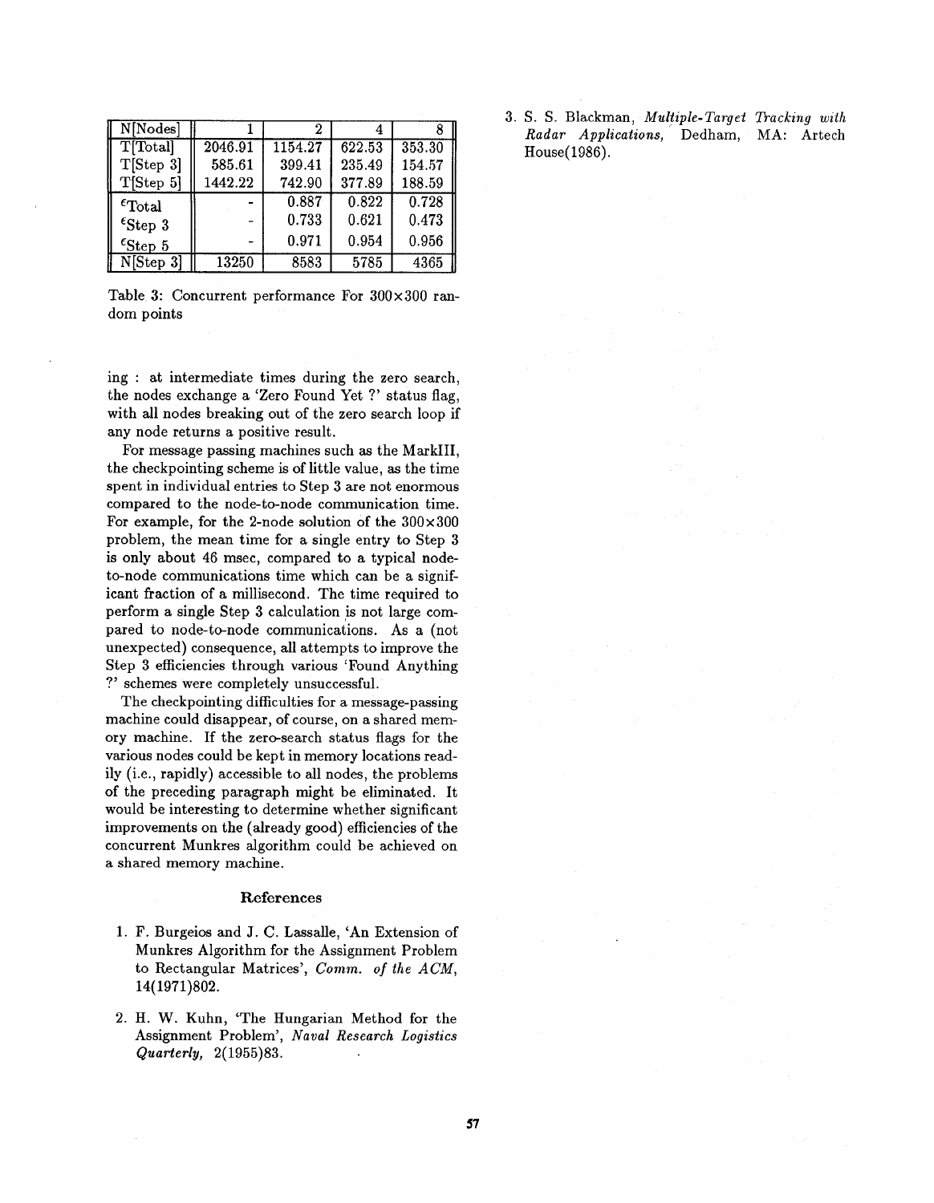| N[Nodes] | 1 | 2 | 4 | 8 |
|---|---|---|---|---|
| T[Total] | 2046.91 | 1154.27 | 622.53 | 353.30 |
| T[Step 3] | 585.61 | 399.41 | 235.49 | 154.57 |
| T[Step 5] | 1442.22 | 742.90 | 377.89 | 188.59 |
| $\epsilon_{\text{Total}}$ | - | 0.887 | 0.822 | 0.728 |
| $\epsilon_{\text{Step 3}}$ | - | 0.733 | 0.621 | 0.473 |
| $\epsilon_{\text{Step 5}}$ | - | 0.971 | 0.954 | 0.956 |
| N[Step 3] | 13250 | 8583 | 5785 | 4365 |

Table 3: Concurrent performance For 300×300 random points

ing : at intermediate times during the zero search, the nodes exchange a 'Zero Found Yet ?' status flag, with all nodes breaking out of the zero search loop if any node returns a positive result.

For message passing machines such as the MarkIII, the checkpointing scheme is of little value, as the time spent in individual entries to Step 3 are not enormous compared to the node-to-node communication time. For example, for the 2-node solution of the 300×300 problem, the mean time for a single entry to Step 3 is only about 46 msec, compared to a typical node-to-node communications time which can be a significant fraction of a millisecond. The time required to perform a single Step 3 calculation is not large compared to node-to-node communications. As a (not unexpected) consequence, all attempts to improve the Step 3 efficiencies through various 'Found Anything ?' schemes were completely unsuccessful.

The checkpointing difficulties for a message-passing machine could disappear, of course, on a shared memory machine. If the zero-search status flags for the various nodes could be kept in memory locations readily (i.e., rapidly) accessible to all nodes, the problems of the preceding paragraph might be eliminated. It would be interesting to determine whether significant improvements on the (already good) efficiencies of the concurrent Munkres algorithm could be achieved on a shared memory machine.

## References

1. F. Burgeios and J. C. Lassalle, 'An Extension of Munkres Algorithm for the Assignment Problem to Rectangular Matrices', *Comm. of the ACM*, 14(1971)802.

2. H. W. Kuhn, 'The Hungarian Method for the Assignment Problem', *Naval Research Logistics Quarterly*, 2(1955)83.

3. S. S. Blackman, *Multiple-Target Tracking with Radar Applications*, Dedham, MA: Artech House(1986).